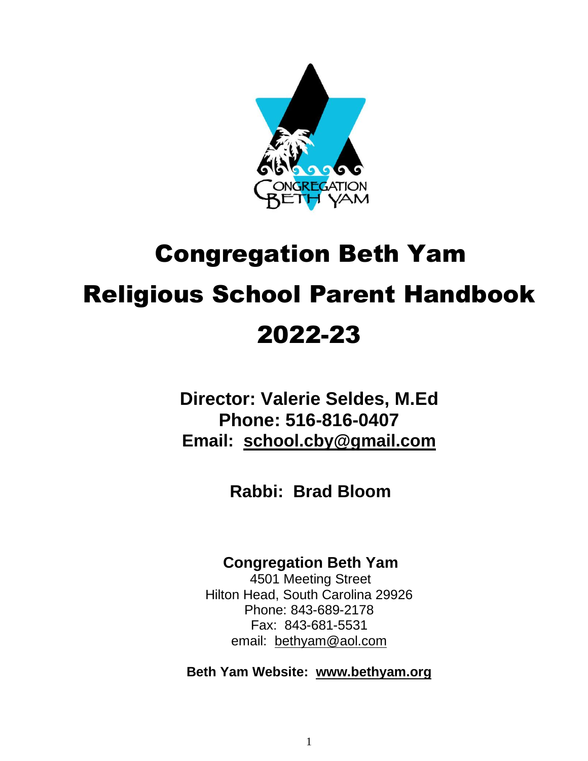# Congregation Beth Yam

# Religious School Parent Handbook

# 2022-23

**Director: Valerie Seldes, M.Ed**
**Phone: 516-816-0407**
**Email: school.cby@gmail.com**

**Rabbi: Brad Bloom**

**Congregation Beth Yam**
4501 Meeting Street
Hilton Head, South Carolina 29926
Phone: 843-689-2178
Fax: 843-681-5531
email: bethyam@aol.com

**Beth Yam Website: www.bethyam.org**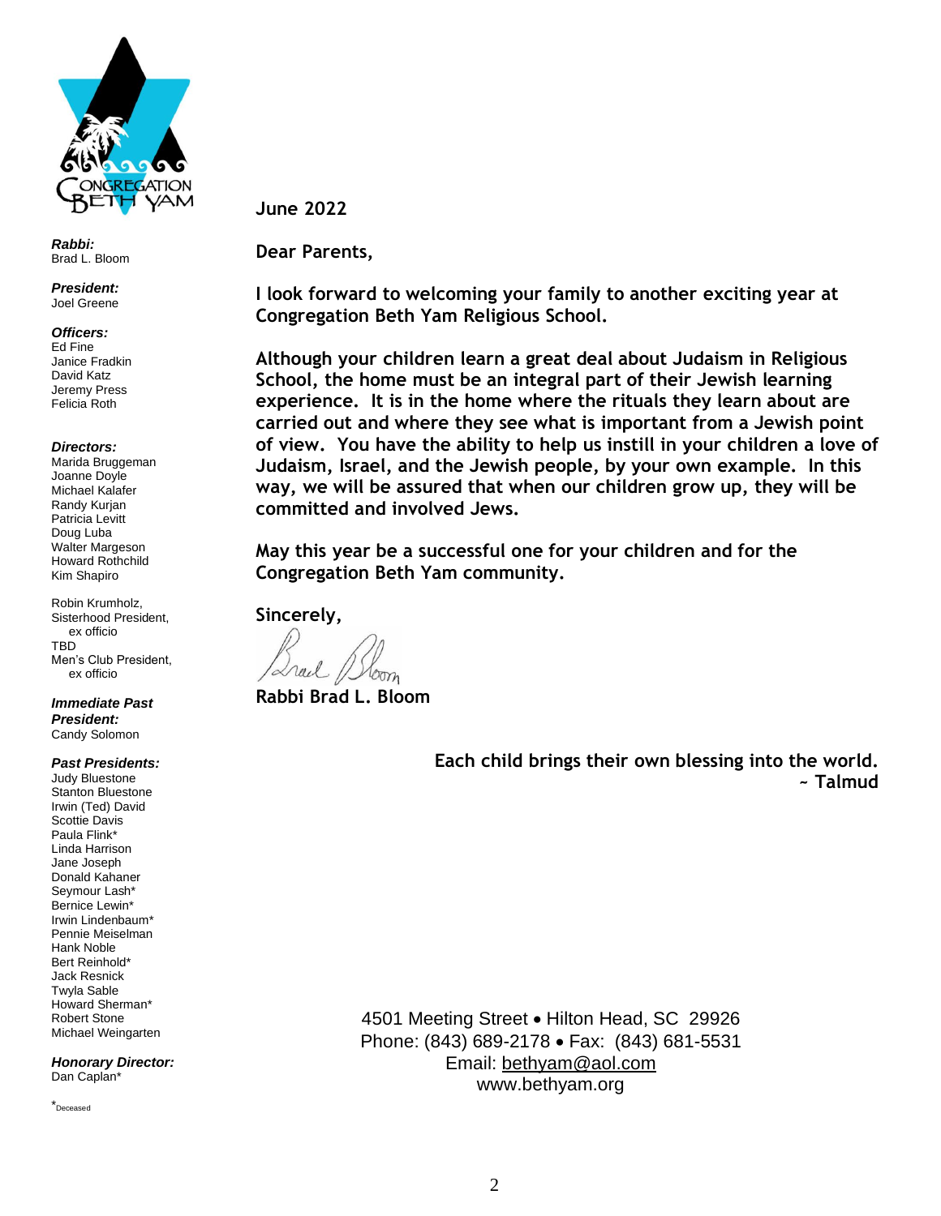**Rabbi:**
Brad L. Bloom

**President:**
Joel Greene

**Officers:**
Ed Fine
Janice Fradkin
David Katz
Jeremy Press
Felicia Roth

**Directors:**
Marida Bruggeman
Joanne Doyle
Michael Kalafer
Randy Kurjan
Patricia Levitt
Doug Luba
Walter Margeson
Howard Rothchild
Kim Shapiro

Robin Krumholz,
Sisterhood President,
ex officio
TBD
Men's Club President,
ex officio

**Immediate Past President:**
Candy Solomon

**Past Presidents:**
Judy Bluestone
Stanton Bluestone
Irwin (Ted) David
Scottie Davis
Paula Flink*
Linda Harrison
Jane Joseph
Donald Kahaner
Seymour Lash*
Bernice Lewin*
Irwin Lindenbaum*
Pennie Meiselman
Hank Noble
Bert Reinhold*
Jack Resnick
Twyla Sable
Howard Sherman*
Robert Stone
Michael Weingarten

**Honorary Director:**
Dan Caplan*

*Deceased

**June 2022**

**Dear Parents,**

**I look forward to welcoming your family to another exciting year at Congregation Beth Yam Religious School.**

**Although your children learn a great deal about Judaism in Religious School, the home must be an integral part of their Jewish learning experience. It is in the home where the rituals they learn about are carried out and where they see what is important from a Jewish point of view. You have the ability to help us instill in your children a love of Judaism, Israel, and the Jewish people, by your own example. In this way, we will be assured that when our children grow up, they will be committed and involved Jews.**

**May this year be a successful one for your children and for the Congregation Beth Yam community.**

**Sincerely,**

**Rabbi Brad L. Bloom**

**Each child brings their own blessing into the world.**
**~ Talmud**

4501 Meeting Street • Hilton Head, SC 29926
Phone: (843) 689-2178 • Fax: (843) 681-5531
Email: bethyam@aol.com
www.bethyam.org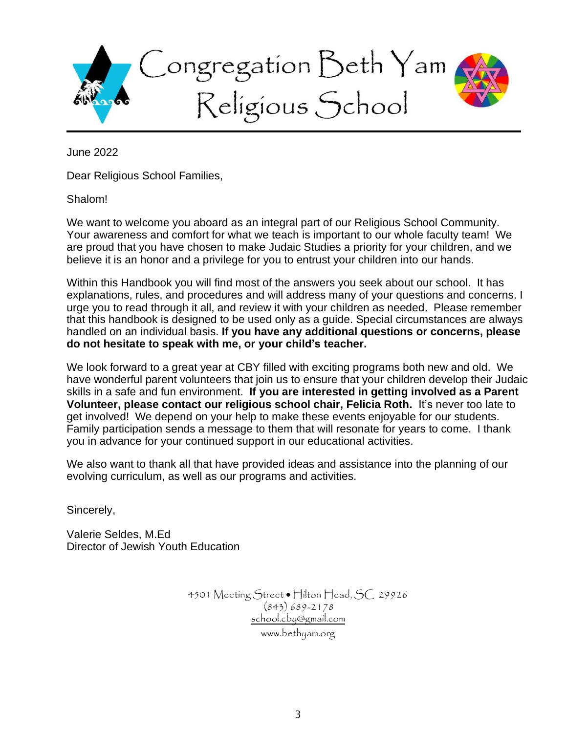# Congregation Beth Yam Religious School

June 2022

Dear Religious School Families,

Shalom!

We want to welcome you aboard as an integral part of our Religious School Community. Your awareness and comfort for what we teach is important to our whole faculty team! We are proud that you have chosen to make Judaic Studies a priority for your children, and we believe it is an honor and a privilege for you to entrust your children into our hands.

Within this Handbook you will find most of the answers you seek about our school. It has explanations, rules, and procedures and will address many of your questions and concerns. I urge you to read through it all, and review it with your children as needed. Please remember that this handbook is designed to be used only as a guide. Special circumstances are always handled on an individual basis. **If you have any additional questions or concerns, please do not hesitate to speak with me, or your child's teacher.**

We look forward to a great year at CBY filled with exciting programs both new and old. We have wonderful parent volunteers that join us to ensure that your children develop their Judaic skills in a safe and fun environment. **If you are interested in getting involved as a Parent Volunteer, please contact our religious school chair, Felicia Roth.** It's never too late to get involved! We depend on your help to make these events enjoyable for our students. Family participation sends a message to them that will resonate for years to come. I thank you in advance for your continued support in our educational activities.

We also want to thank all that have provided ideas and assistance into the planning of our evolving curriculum, as well as our programs and activities.

Sincerely,

Valerie Seldes, M.Ed
Director of Jewish Youth Education

4501 Meeting Street • Hilton Head, SC 29926
(843) 689-2178
school.cby@gmail.com
www.bethyam.org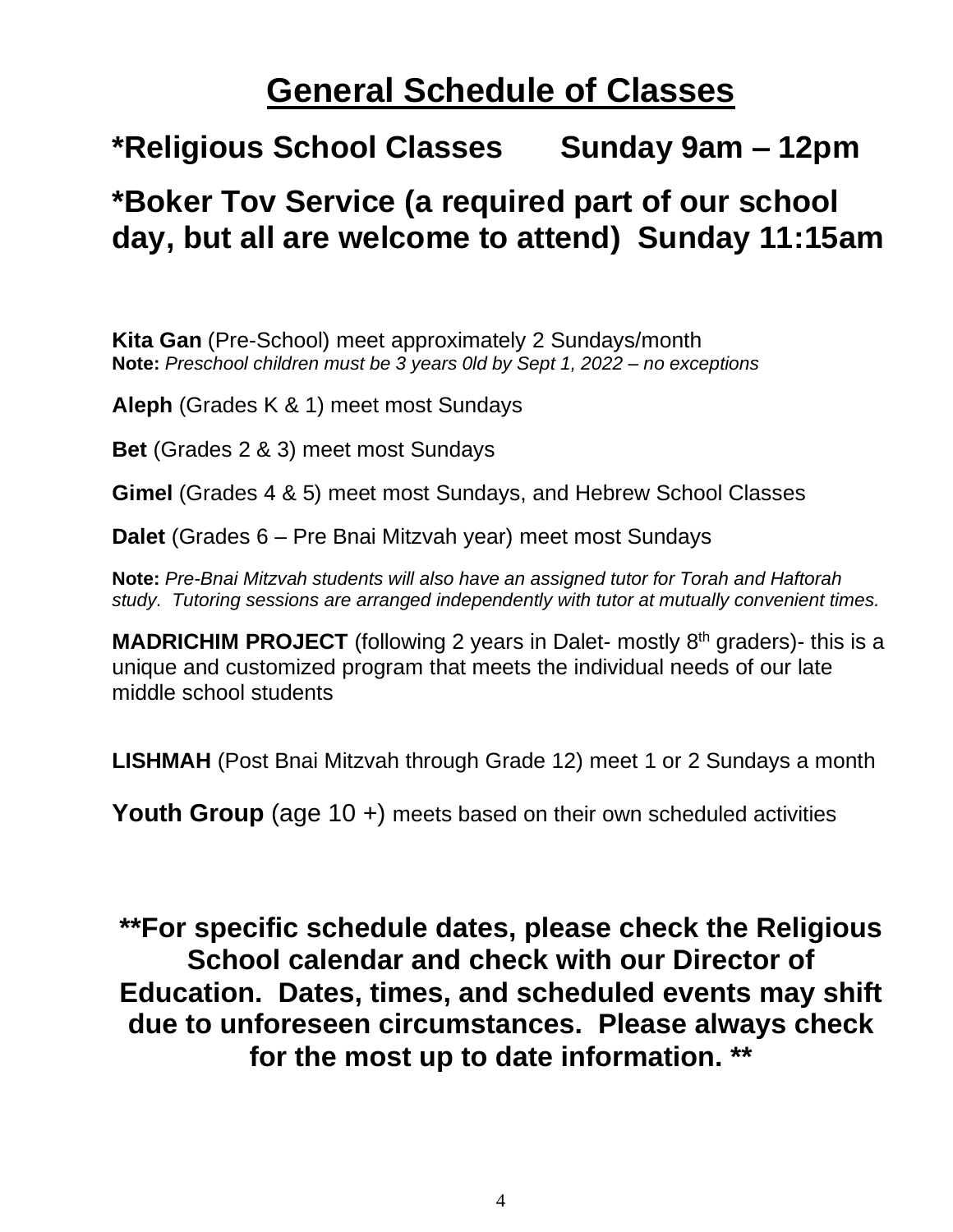# General Schedule of Classes

## *Religious School Classes Sunday 9am – 12pm

## *Boker Tov Service (a required part of our school day, but all are welcome to attend) Sunday 11:15am

**Kita Gan** (Pre-School) meet approximately 2 Sundays/month
**Note:** *Preschool children must be 3 years 0ld by Sept 1, 2022 – no exceptions*

**Aleph** (Grades K & 1) meet most Sundays

**Bet** (Grades 2 & 3) meet most Sundays

**Gimel** (Grades 4 & 5) meet most Sundays, and Hebrew School Classes

**Dalet** (Grades 6 – Pre Bnai Mitzvah year) meet most Sundays

**Note:** *Pre-Bnai Mitzvah students will also have an assigned tutor for Torah and Haftorah study. Tutoring sessions are arranged independently with tutor at mutually convenient times.*

**MADRICHIM PROJECT** (following 2 years in Dalet- mostly 8th graders)- this is a unique and customized program that meets the individual needs of our late middle school students

**LISHMAH** (Post Bnai Mitzvah through Grade 12) meet 1 or 2 Sundays a month

**Youth Group** (age 10 +) meets based on their own scheduled activities

**\*\*For specific schedule dates, please check the Religious School calendar and check with our Director of Education. Dates, times, and scheduled events may shift due to unforeseen circumstances. Please always check for the most up to date information. \*\***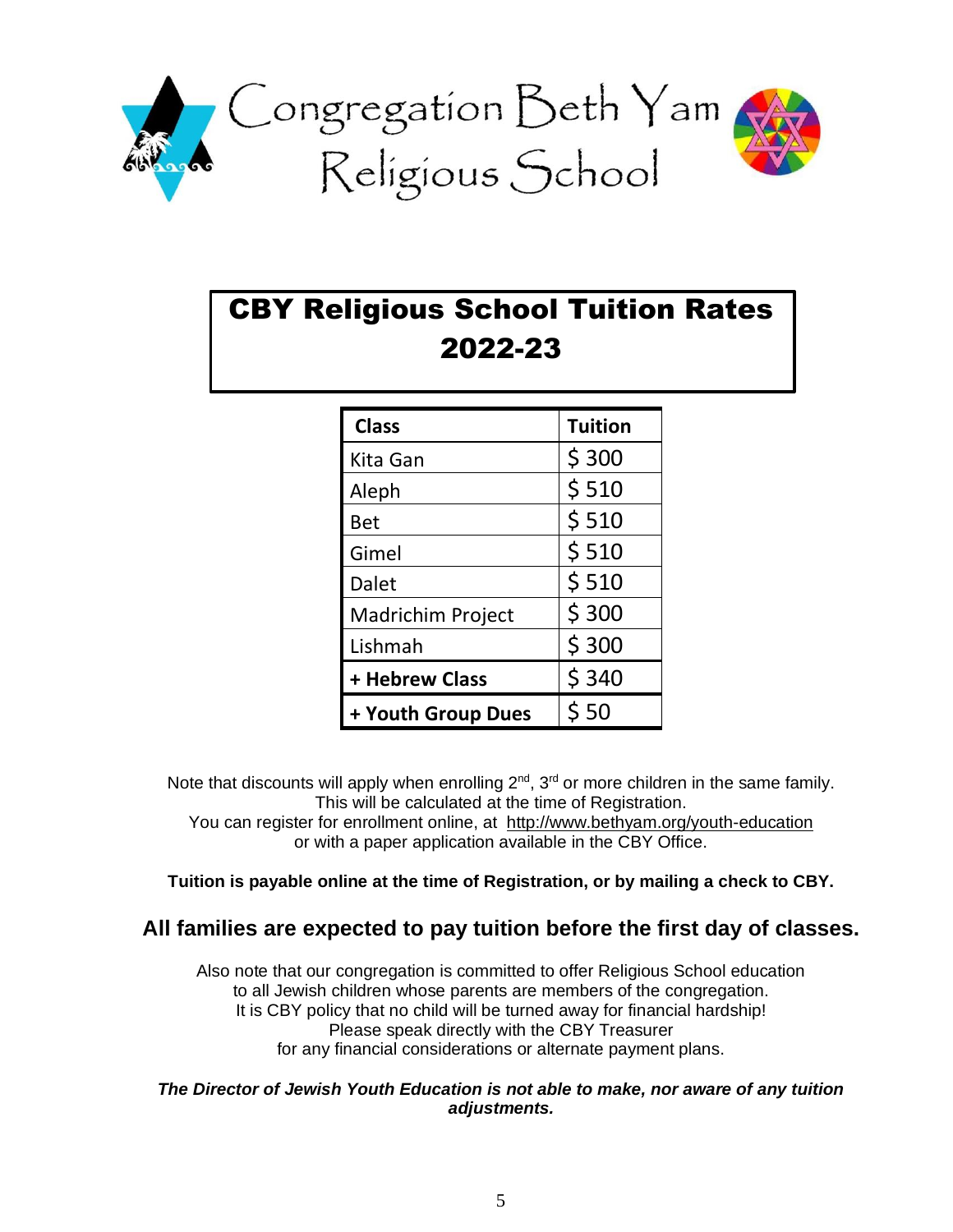# Congregation Beth Yam Religious School

## CBY Religious School Tuition Rates 2022-23

| Class | Tuition |
|---|---|
| Kita Gan | $ 300 |
| Aleph | $ 510 |
| Bet | $ 510 |
| Gimel | $ 510 |
| Dalet | $ 510 |
| Madrichim Project | $ 300 |
| Lishmah | $ 300 |
| **+ Hebrew Class** | $ 340 |
| **+ Youth Group Dues** | $ 50 |

Note that discounts will apply when enrolling 2nd, 3rd or more children in the same family. This will be calculated at the time of Registration.
You can register for enrollment online, at http://www.bethyam.org/youth-education or with a paper application available in the CBY Office.

**Tuition is payable online at the time of Registration, or by mailing a check to CBY.**

### All families are expected to pay tuition before the first day of classes.

Also note that our congregation is committed to offer Religious School education to all Jewish children whose parents are members of the congregation.
It is CBY policy that no child will be turned away for financial hardship!
Please speak directly with the CBY Treasurer for any financial considerations or alternate payment plans.

***The Director of Jewish Youth Education is not able to make, nor aware of any tuition adjustments.***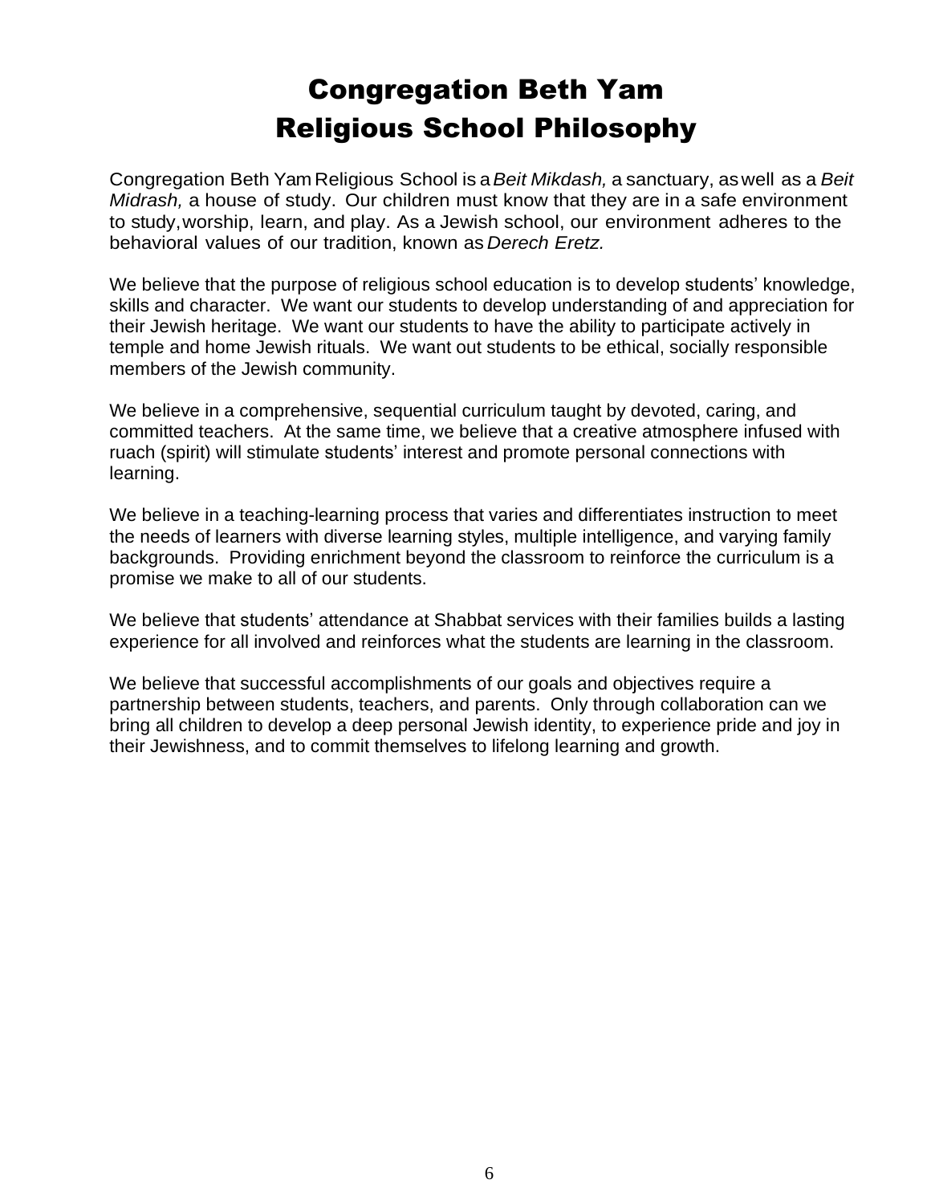# Congregation Beth Yam
# Religious School Philosophy

Congregation Beth Yam Religious School is a *Beit Mikdash,* a sanctuary, as well as a *Beit Midrash,* a house of study. Our children must know that they are in a safe environment to study, worship, learn, and play. As a Jewish school, our environment adheres to the behavioral values of our tradition, known as *Derech Eretz.*

We believe that the purpose of religious school education is to develop students' knowledge, skills and character. We want our students to develop understanding of and appreciation for their Jewish heritage. We want our students to have the ability to participate actively in temple and home Jewish rituals. We want out students to be ethical, socially responsible members of the Jewish community.

We believe in a comprehensive, sequential curriculum taught by devoted, caring, and committed teachers. At the same time, we believe that a creative atmosphere infused with ruach (spirit) will stimulate students' interest and promote personal connections with learning.

We believe in a teaching-learning process that varies and differentiates instruction to meet the needs of learners with diverse learning styles, multiple intelligence, and varying family backgrounds. Providing enrichment beyond the classroom to reinforce the curriculum is a promise we make to all of our students.

We believe that students' attendance at Shabbat services with their families builds a lasting experience for all involved and reinforces what the students are learning in the classroom.

We believe that successful accomplishments of our goals and objectives require a partnership between students, teachers, and parents. Only through collaboration can we bring all children to develop a deep personal Jewish identity, to experience pride and joy in their Jewishness, and to commit themselves to lifelong learning and growth.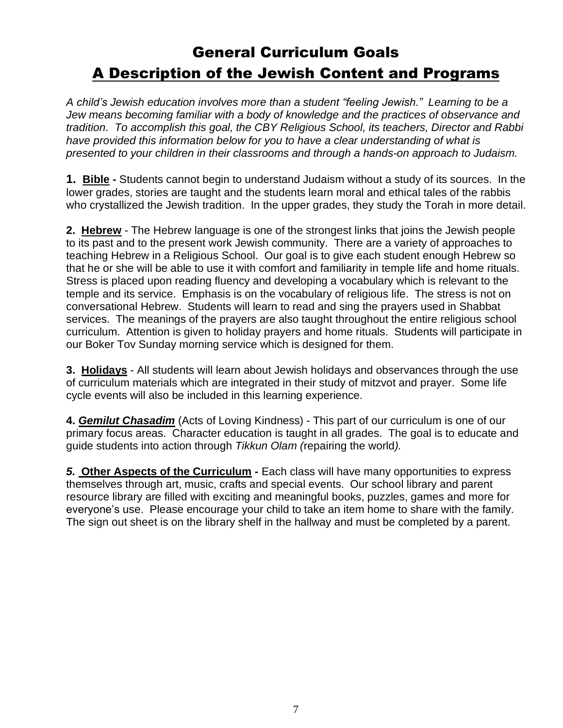# General Curriculum Goals

## A Description of the Jewish Content and Programs

*A child's Jewish education involves more than a student "feeling Jewish." Learning to be a Jew means becoming familiar with a body of knowledge and the practices of observance and tradition. To accomplish this goal, the CBY Religious School, its teachers, Director and Rabbi have provided this information below for you to have a clear understanding of what is presented to your children in their classrooms and through a hands-on approach to Judaism.*

**1. Bible -** Students cannot begin to understand Judaism without a study of its sources. In the lower grades, stories are taught and the students learn moral and ethical tales of the rabbis who crystallized the Jewish tradition. In the upper grades, they study the Torah in more detail.

**2. Hebrew** - The Hebrew language is one of the strongest links that joins the Jewish people to its past and to the present work Jewish community. There are a variety of approaches to teaching Hebrew in a Religious School. Our goal is to give each student enough Hebrew so that he or she will be able to use it with comfort and familiarity in temple life and home rituals. Stress is placed upon reading fluency and developing a vocabulary which is relevant to the temple and its service. Emphasis is on the vocabulary of religious life. The stress is not on conversational Hebrew. Students will learn to read and sing the prayers used in Shabbat services. The meanings of the prayers are also taught throughout the entire religious school curriculum. Attention is given to holiday prayers and home rituals. Students will participate in our Boker Tov Sunday morning service which is designed for them.

**3. Holidays** - All students will learn about Jewish holidays and observances through the use of curriculum materials which are integrated in their study of mitzvot and prayer. Some life cycle events will also be included in this learning experience.

**4. *Gemilut Chasadim*** (Acts of Loving Kindness) - This part of our curriculum is one of our primary focus areas. Character education is taught in all grades. The goal is to educate and guide students into action through *Tikkun Olam (*repairing the world*).*

***5.* Other Aspects of the Curriculum -** Each class will have many opportunities to express themselves through art, music, crafts and special events. Our school library and parent resource library are filled with exciting and meaningful books, puzzles, games and more for everyone's use. Please encourage your child to take an item home to share with the family. The sign out sheet is on the library shelf in the hallway and must be completed by a parent.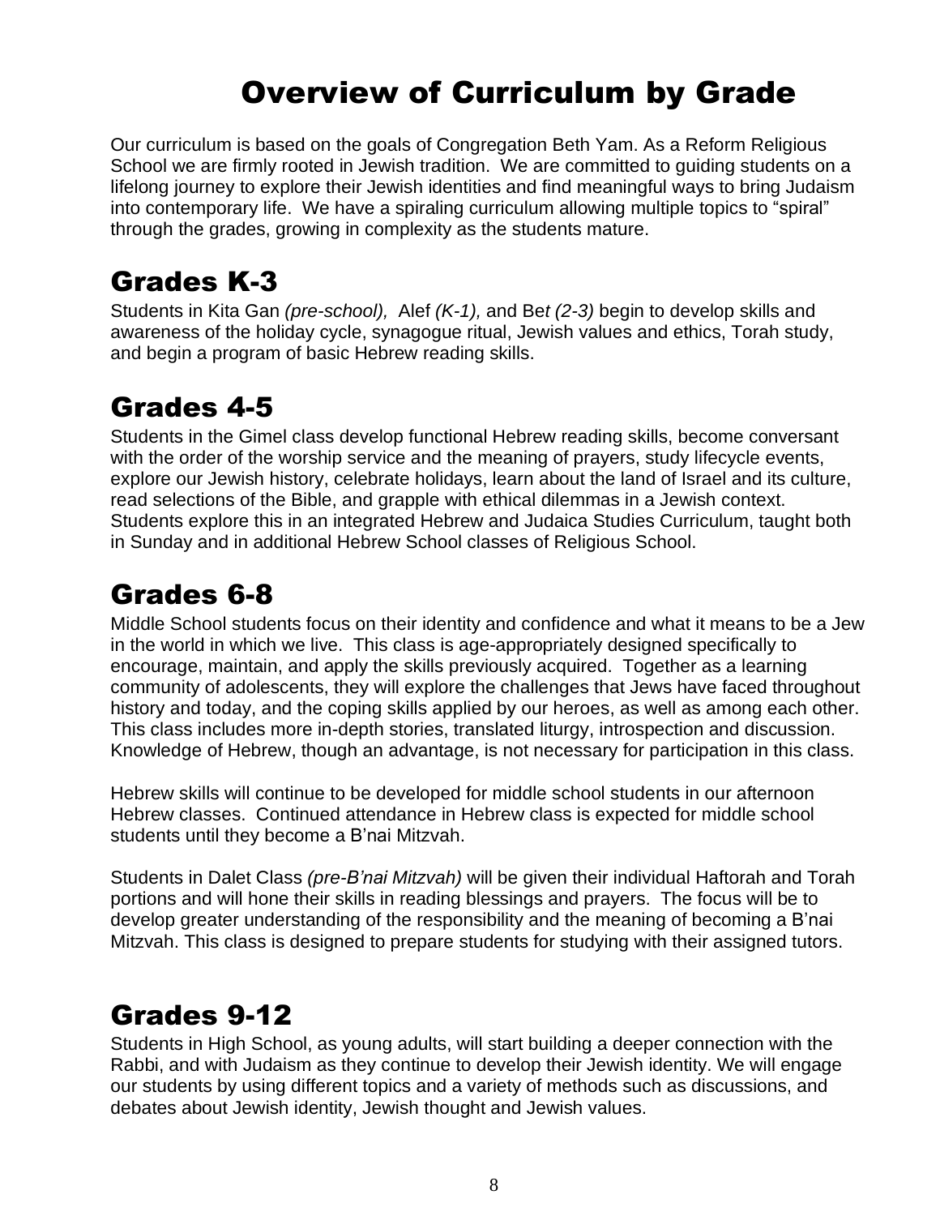# Overview of Curriculum by Grade

Our curriculum is based on the goals of Congregation Beth Yam. As a Reform Religious School we are firmly rooted in Jewish tradition. We are committed to guiding students on a lifelong journey to explore their Jewish identities and find meaningful ways to bring Judaism into contemporary life. We have a spiraling curriculum allowing multiple topics to "spiral" through the grades, growing in complexity as the students mature.

## Grades K-3

Students in Kita Gan *(pre-school),* Alef *(K-1),* and Bet *(2-3)* begin to develop skills and awareness of the holiday cycle, synagogue ritual, Jewish values and ethics, Torah study, and begin a program of basic Hebrew reading skills.

## Grades 4-5

Students in the Gimel class develop functional Hebrew reading skills, become conversant with the order of the worship service and the meaning of prayers, study lifecycle events, explore our Jewish history, celebrate holidays, learn about the land of Israel and its culture, read selections of the Bible, and grapple with ethical dilemmas in a Jewish context. Students explore this in an integrated Hebrew and Judaica Studies Curriculum, taught both in Sunday and in additional Hebrew School classes of Religious School.

## Grades 6-8

Middle School students focus on their identity and confidence and what it means to be a Jew in the world in which we live. This class is age-appropriately designed specifically to encourage, maintain, and apply the skills previously acquired. Together as a learning community of adolescents, they will explore the challenges that Jews have faced throughout history and today, and the coping skills applied by our heroes, as well as among each other. This class includes more in-depth stories, translated liturgy, introspection and discussion. Knowledge of Hebrew, though an advantage, is not necessary for participation in this class.

Hebrew skills will continue to be developed for middle school students in our afternoon Hebrew classes. Continued attendance in Hebrew class is expected for middle school students until they become a B'nai Mitzvah.

Students in Dalet Class *(pre-B'nai Mitzvah)* will be given their individual Haftorah and Torah portions and will hone their skills in reading blessings and prayers. The focus will be to develop greater understanding of the responsibility and the meaning of becoming a B'nai Mitzvah. This class is designed to prepare students for studying with their assigned tutors.

## Grades 9-12

Students in High School, as young adults, will start building a deeper connection with the Rabbi, and with Judaism as they continue to develop their Jewish identity. We will engage our students by using different topics and a variety of methods such as discussions, and debates about Jewish identity, Jewish thought and Jewish values.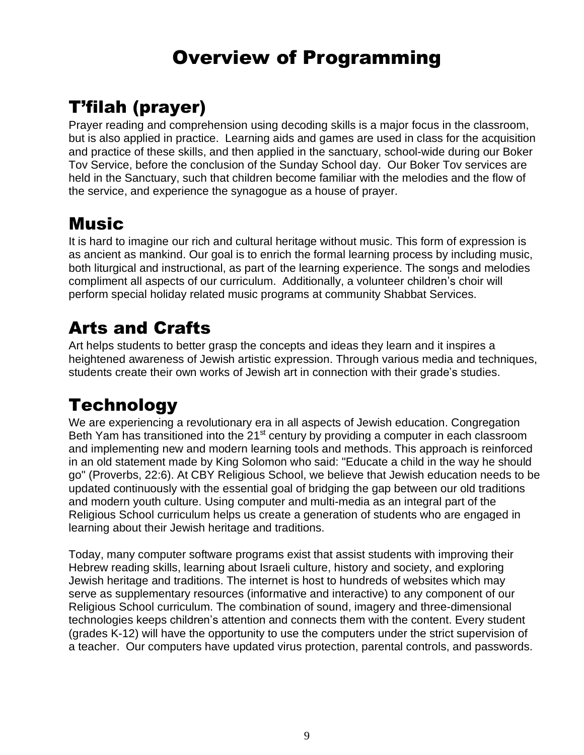# Overview of Programming

## T'filah (prayer)

Prayer reading and comprehension using decoding skills is a major focus in the classroom, but is also applied in practice. Learning aids and games are used in class for the acquisition and practice of these skills, and then applied in the sanctuary, school-wide during our Boker Tov Service, before the conclusion of the Sunday School day. Our Boker Tov services are held in the Sanctuary, such that children become familiar with the melodies and the flow of the service, and experience the synagogue as a house of prayer.

## Music

It is hard to imagine our rich and cultural heritage without music. This form of expression is as ancient as mankind. Our goal is to enrich the formal learning process by including music, both liturgical and instructional, as part of the learning experience. The songs and melodies compliment all aspects of our curriculum. Additionally, a volunteer children's choir will perform special holiday related music programs at community Shabbat Services.

## Arts and Crafts

Art helps students to better grasp the concepts and ideas they learn and it inspires a heightened awareness of Jewish artistic expression. Through various media and techniques, students create their own works of Jewish art in connection with their grade's studies.

## Technology

We are experiencing a revolutionary era in all aspects of Jewish education. Congregation Beth Yam has transitioned into the 21st century by providing a computer in each classroom and implementing new and modern learning tools and methods. This approach is reinforced in an old statement made by King Solomon who said: "Educate a child in the way he should go" (Proverbs, 22:6). At CBY Religious School, we believe that Jewish education needs to be updated continuously with the essential goal of bridging the gap between our old traditions and modern youth culture. Using computer and multi-media as an integral part of the Religious School curriculum helps us create a generation of students who are engaged in learning about their Jewish heritage and traditions.

Today, many computer software programs exist that assist students with improving their Hebrew reading skills, learning about Israeli culture, history and society, and exploring Jewish heritage and traditions. The internet is host to hundreds of websites which may serve as supplementary resources (informative and interactive) to any component of our Religious School curriculum. The combination of sound, imagery and three-dimensional technologies keeps children's attention and connects them with the content. Every student (grades K-12) will have the opportunity to use the computers under the strict supervision of a teacher. Our computers have updated virus protection, parental controls, and passwords.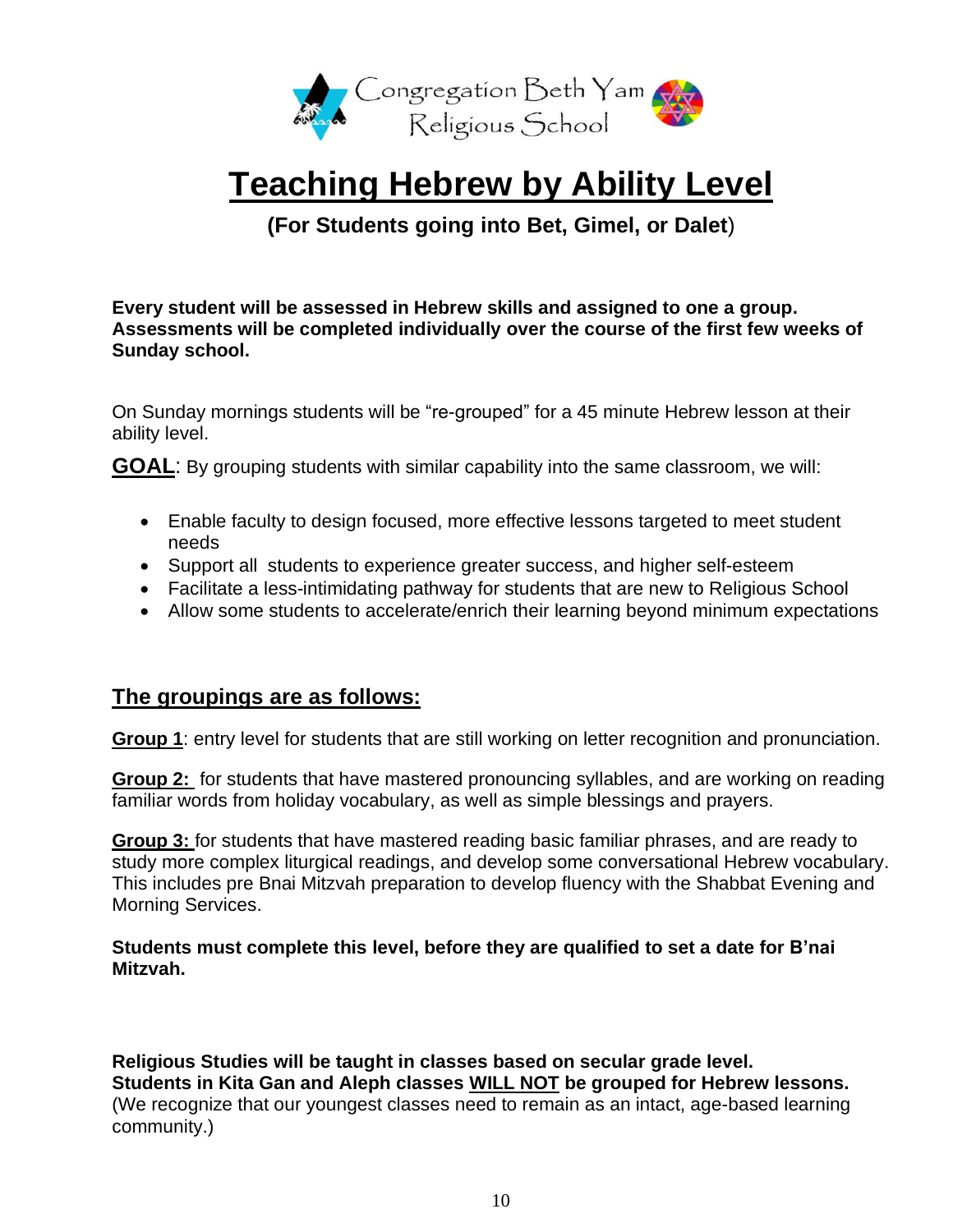Congregation Beth Yam
Religious School

# Teaching Hebrew by Ability Level

**(For Students going into Bet, Gimel, or Dalet)**

**Every student will be assessed in Hebrew skills and assigned to one a group. Assessments will be completed individually over the course of the first few weeks of Sunday school.**

On Sunday mornings students will be "re-grouped" for a 45 minute Hebrew lesson at their ability level.

**GOAL**: By grouping students with similar capability into the same classroom, we will:

- Enable faculty to design focused, more effective lessons targeted to meet student needs
- Support all students to experience greater success, and higher self-esteem
- Facilitate a less-intimidating pathway for students that are new to Religious School
- Allow some students to accelerate/enrich their learning beyond minimum expectations

## The groupings are as follows:

**Group 1**: entry level for students that are still working on letter recognition and pronunciation.

**Group 2:** for students that have mastered pronouncing syllables, and are working on reading familiar words from holiday vocabulary, as well as simple blessings and prayers.

**Group 3:** for students that have mastered reading basic familiar phrases, and are ready to study more complex liturgical readings, and develop some conversational Hebrew vocabulary. This includes pre Bnai Mitzvah preparation to develop fluency with the Shabbat Evening and Morning Services.

**Students must complete this level, before they are qualified to set a date for B'nai Mitzvah.**

**Religious Studies will be taught in classes based on secular grade level.**
**Students in Kita Gan and Aleph classes WILL NOT be grouped for Hebrew lessons.** (We recognize that our youngest classes need to remain as an intact, age-based learning community.)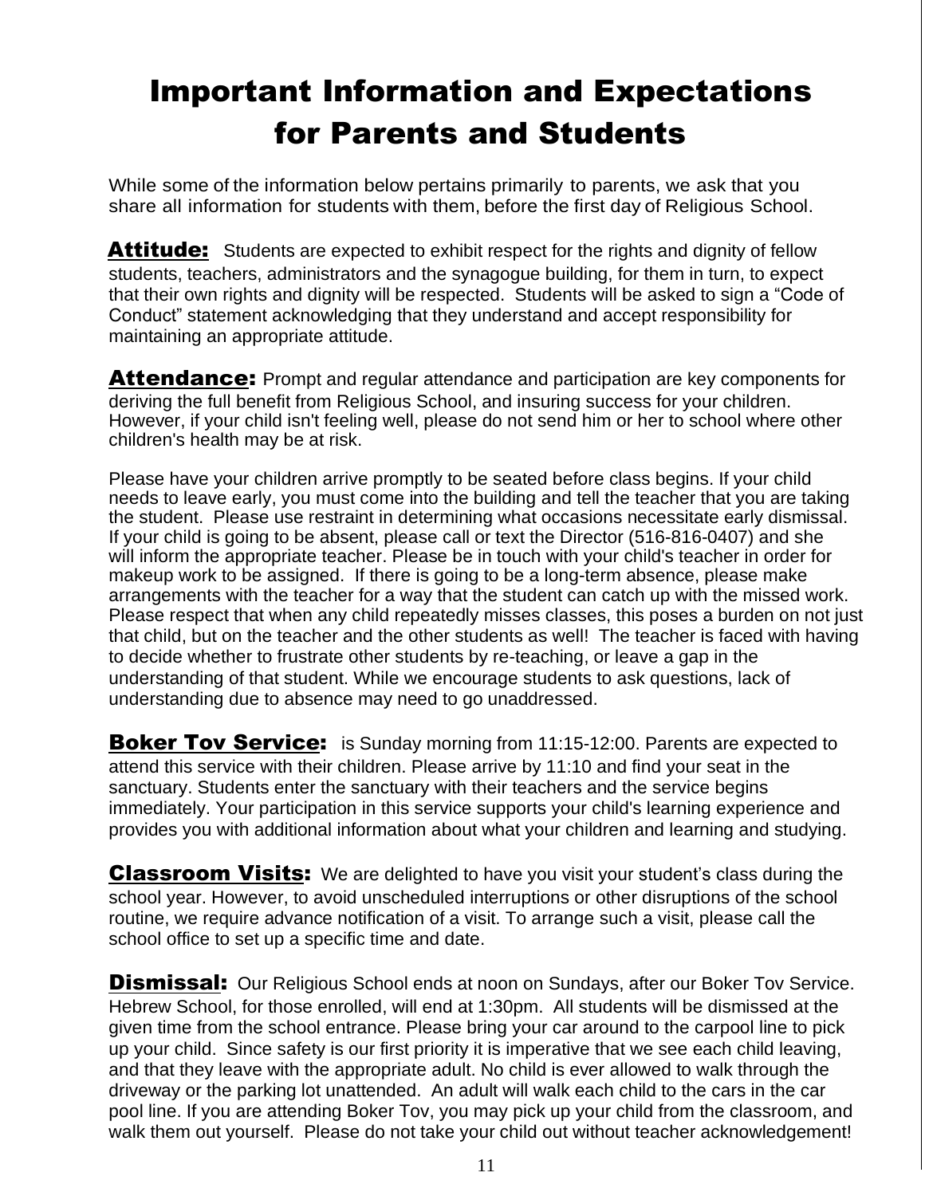# Important Information and Expectations for Parents and Students

While some of the information below pertains primarily to parents, we ask that you share all information for students with them, before the first day of Religious School.

**Attitude:** Students are expected to exhibit respect for the rights and dignity of fellow students, teachers, administrators and the synagogue building, for them in turn, to expect that their own rights and dignity will be respected. Students will be asked to sign a "Code of Conduct" statement acknowledging that they understand and accept responsibility for maintaining an appropriate attitude.

**Attendance:** Prompt and regular attendance and participation are key components for deriving the full benefit from Religious School, and insuring success for your children. However, if your child isn't feeling well, please do not send him or her to school where other children's health may be at risk.

Please have your children arrive promptly to be seated before class begins. If your child needs to leave early, you must come into the building and tell the teacher that you are taking the student. Please use restraint in determining what occasions necessitate early dismissal. If your child is going to be absent, please call or text the Director (516-816-0407) and she will inform the appropriate teacher. Please be in touch with your child's teacher in order for makeup work to be assigned. If there is going to be a long-term absence, please make arrangements with the teacher for a way that the student can catch up with the missed work. Please respect that when any child repeatedly misses classes, this poses a burden on not just that child, but on the teacher and the other students as well! The teacher is faced with having to decide whether to frustrate other students by re-teaching, or leave a gap in the understanding of that student. While we encourage students to ask questions, lack of understanding due to absence may need to go unaddressed.

**Boker Tov Service:** is Sunday morning from 11:15-12:00. Parents are expected to attend this service with their children. Please arrive by 11:10 and find your seat in the sanctuary. Students enter the sanctuary with their teachers and the service begins immediately. Your participation in this service supports your child's learning experience and provides you with additional information about what your children and learning and studying.

**Classroom Visits:** We are delighted to have you visit your student's class during the school year. However, to avoid unscheduled interruptions or other disruptions of the school routine, we require advance notification of a visit. To arrange such a visit, please call the school office to set up a specific time and date.

**Dismissal:** Our Religious School ends at noon on Sundays, after our Boker Tov Service. Hebrew School, for those enrolled, will end at 1:30pm. All students will be dismissed at the given time from the school entrance. Please bring your car around to the carpool line to pick up your child. Since safety is our first priority it is imperative that we see each child leaving, and that they leave with the appropriate adult. No child is ever allowed to walk through the driveway or the parking lot unattended. An adult will walk each child to the cars in the car pool line. If you are attending Boker Tov, you may pick up your child from the classroom, and walk them out yourself. Please do not take your child out without teacher acknowledgement!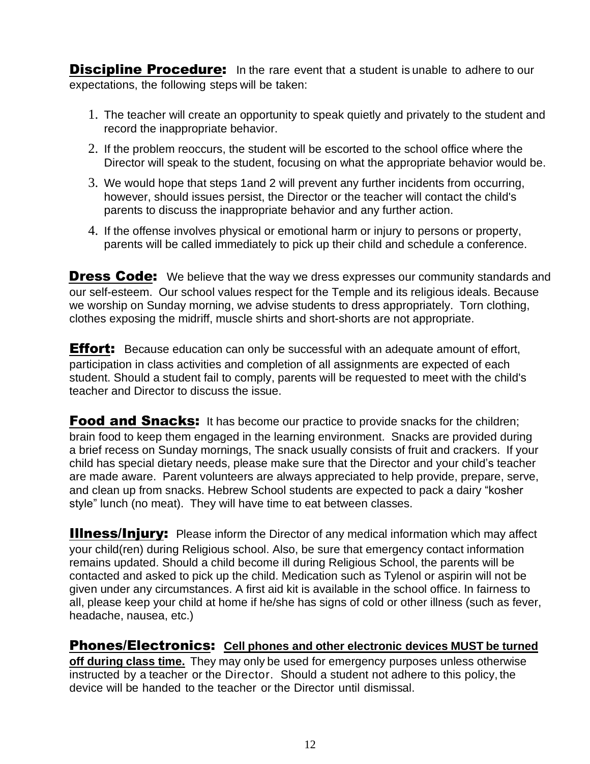**Discipline Procedure:** In the rare event that a student is unable to adhere to our expectations, the following steps will be taken:

1. The teacher will create an opportunity to speak quietly and privately to the student and record the inappropriate behavior.
2. If the problem reoccurs, the student will be escorted to the school office where the Director will speak to the student, focusing on what the appropriate behavior would be.
3. We would hope that steps 1and 2 will prevent any further incidents from occurring, however, should issues persist, the Director or the teacher will contact the child's parents to discuss the inappropriate behavior and any further action.
4. If the offense involves physical or emotional harm or injury to persons or property, parents will be called immediately to pick up their child and schedule a conference.

**Dress Code:** We believe that the way we dress expresses our community standards and our self-esteem. Our school values respect for the Temple and its religious ideals. Because we worship on Sunday morning, we advise students to dress appropriately. Torn clothing, clothes exposing the midriff, muscle shirts and short-shorts are not appropriate.

**Effort:** Because education can only be successful with an adequate amount of effort, participation in class activities and completion of all assignments are expected of each student. Should a student fail to comply, parents will be requested to meet with the child's teacher and Director to discuss the issue.

**Food and Snacks:** It has become our practice to provide snacks for the children; brain food to keep them engaged in the learning environment. Snacks are provided during a brief recess on Sunday mornings, The snack usually consists of fruit and crackers. If your child has special dietary needs, please make sure that the Director and your child's teacher are made aware. Parent volunteers are always appreciated to help provide, prepare, serve, and clean up from snacks. Hebrew School students are expected to pack a dairy "kosher style" lunch (no meat). They will have time to eat between classes.

**Illness/Injury:** Please inform the Director of any medical information which may affect your child(ren) during Religious school. Also, be sure that emergency contact information remains updated. Should a child become ill during Religious School, the parents will be contacted and asked to pick up the child. Medication such as Tylenol or aspirin will not be given under any circumstances. A first aid kit is available in the school office. In fairness to all, please keep your child at home if he/she has signs of cold or other illness (such as fever, headache, nausea, etc.)

**Phones/Electronics:** **Cell phones and other electronic devices MUST be turned off during class time.** They may only be used for emergency purposes unless otherwise instructed by a teacher or the Director. Should a student not adhere to this policy, the device will be handed to the teacher or the Director until dismissal.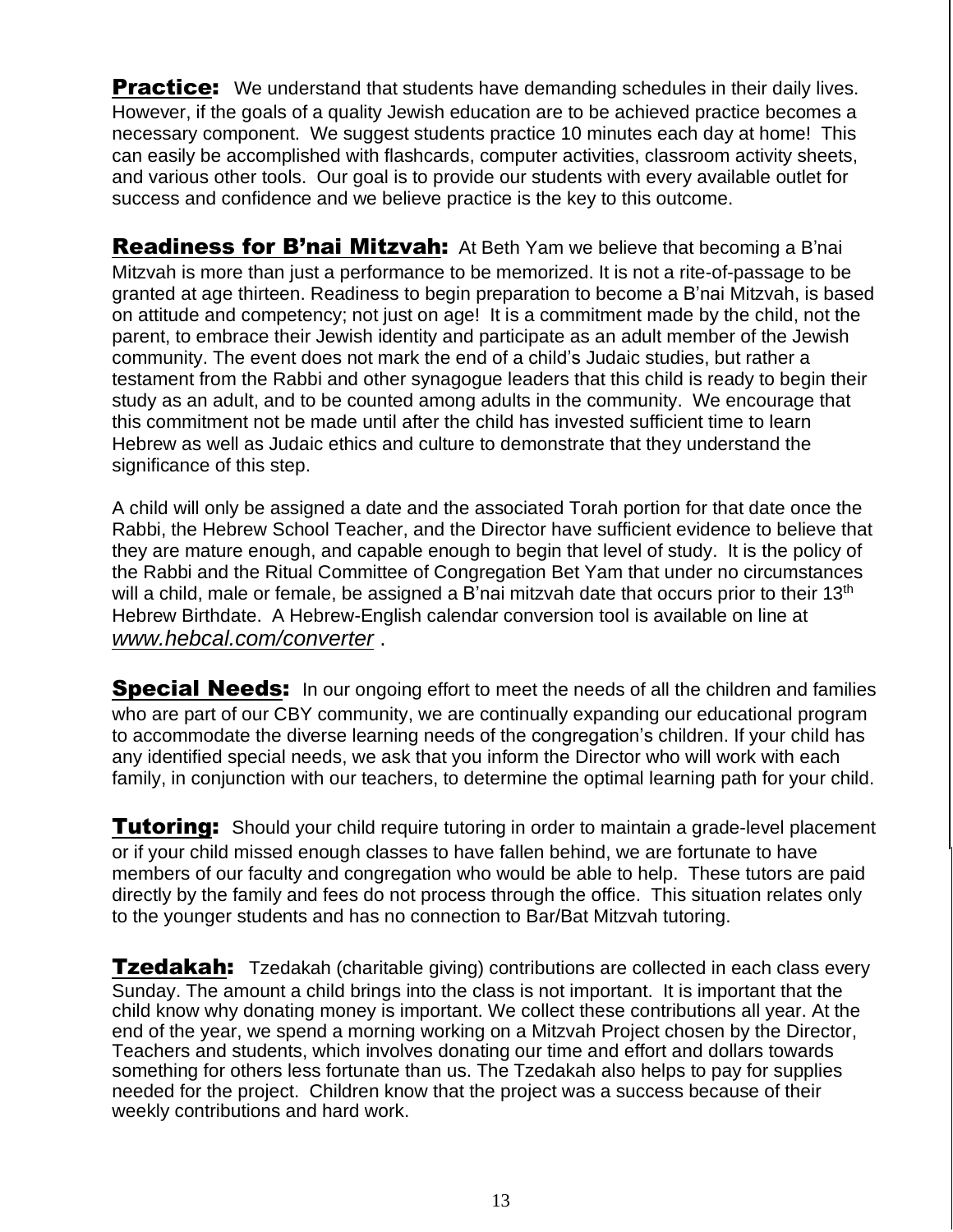**Practice:** We understand that students have demanding schedules in their daily lives. However, if the goals of a quality Jewish education are to be achieved practice becomes a necessary component. We suggest students practice 10 minutes each day at home! This can easily be accomplished with flashcards, computer activities, classroom activity sheets, and various other tools. Our goal is to provide our students with every available outlet for success and confidence and we believe practice is the key to this outcome.

**Readiness for B'nai Mitzvah:** At Beth Yam we believe that becoming a B'nai Mitzvah is more than just a performance to be memorized. It is not a rite-of-passage to be granted at age thirteen. Readiness to begin preparation to become a B'nai Mitzvah, is based on attitude and competency; not just on age! It is a commitment made by the child, not the parent, to embrace their Jewish identity and participate as an adult member of the Jewish community. The event does not mark the end of a child's Judaic studies, but rather a testament from the Rabbi and other synagogue leaders that this child is ready to begin their study as an adult, and to be counted among adults in the community. We encourage that this commitment not be made until after the child has invested sufficient time to learn Hebrew as well as Judaic ethics and culture to demonstrate that they understand the significance of this step.

A child will only be assigned a date and the associated Torah portion for that date once the Rabbi, the Hebrew School Teacher, and the Director have sufficient evidence to believe that they are mature enough, and capable enough to begin that level of study. It is the policy of the Rabbi and the Ritual Committee of Congregation Bet Yam that under no circumstances will a child, male or female, be assigned a B'nai mitzvah date that occurs prior to their 13th Hebrew Birthdate. A Hebrew-English calendar conversion tool is available on line at *www.hebcal.com/converter* .

**Special Needs:** In our ongoing effort to meet the needs of all the children and families who are part of our CBY community, we are continually expanding our educational program to accommodate the diverse learning needs of the congregation's children. If your child has any identified special needs, we ask that you inform the Director who will work with each family, in conjunction with our teachers, to determine the optimal learning path for your child.

**Tutoring:** Should your child require tutoring in order to maintain a grade-level placement or if your child missed enough classes to have fallen behind, we are fortunate to have members of our faculty and congregation who would be able to help. These tutors are paid directly by the family and fees do not process through the office. This situation relates only to the younger students and has no connection to Bar/Bat Mitzvah tutoring.

**Tzedakah:** Tzedakah (charitable giving) contributions are collected in each class every Sunday. The amount a child brings into the class is not important. It is important that the child know why donating money is important. We collect these contributions all year. At the end of the year, we spend a morning working on a Mitzvah Project chosen by the Director, Teachers and students, which involves donating our time and effort and dollars towards something for others less fortunate than us. The Tzedakah also helps to pay for supplies needed for the project. Children know that the project was a success because of their weekly contributions and hard work.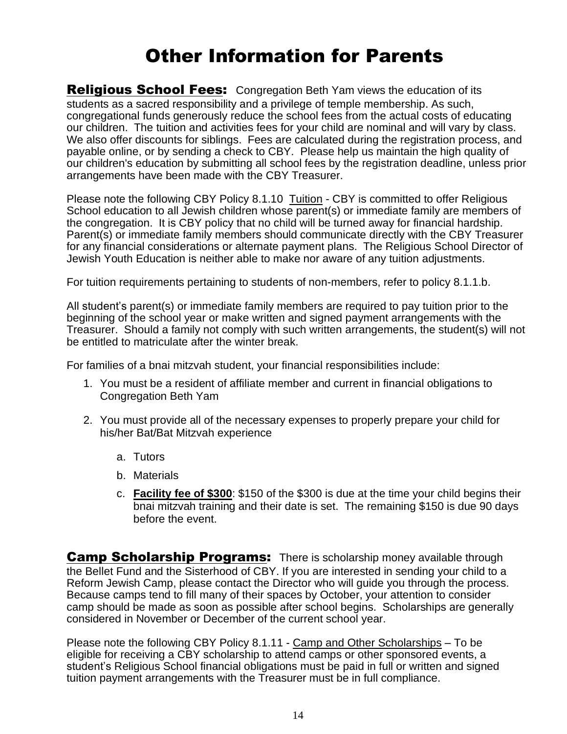# Other Information for Parents

**Religious School Fees:** Congregation Beth Yam views the education of its students as a sacred responsibility and a privilege of temple membership. As such, congregational funds generously reduce the school fees from the actual costs of educating our children. The tuition and activities fees for your child are nominal and will vary by class. We also offer discounts for siblings. Fees are calculated during the registration process, and payable online, or by sending a check to CBY. Please help us maintain the high quality of our children's education by submitting all school fees by the registration deadline, unless prior arrangements have been made with the CBY Treasurer.

Please note the following CBY Policy 8.1.10 Tuition - CBY is committed to offer Religious School education to all Jewish children whose parent(s) or immediate family are members of the congregation. It is CBY policy that no child will be turned away for financial hardship. Parent(s) or immediate family members should communicate directly with the CBY Treasurer for any financial considerations or alternate payment plans. The Religious School Director of Jewish Youth Education is neither able to make nor aware of any tuition adjustments.

For tuition requirements pertaining to students of non-members, refer to policy 8.1.1.b.

All student's parent(s) or immediate family members are required to pay tuition prior to the beginning of the school year or make written and signed payment arrangements with the Treasurer. Should a family not comply with such written arrangements, the student(s) will not be entitled to matriculate after the winter break.

For families of a bnai mitzvah student, your financial responsibilities include:

1. You must be a resident of affiliate member and current in financial obligations to Congregation Beth Yam
2. You must provide all of the necessary expenses to properly prepare your child for his/her Bat/Bat Mitzvah experience
   a. Tutors
   b. Materials
   c. **Facility fee of $300**: $150 of the $300 is due at the time your child begins their bnai mitzvah training and their date is set. The remaining $150 is due 90 days before the event.

**Camp Scholarship Programs:** There is scholarship money available through the Bellet Fund and the Sisterhood of CBY. If you are interested in sending your child to a Reform Jewish Camp, please contact the Director who will guide you through the process. Because camps tend to fill many of their spaces by October, your attention to consider camp should be made as soon as possible after school begins. Scholarships are generally considered in November or December of the current school year.

Please note the following CBY Policy 8.1.11 - Camp and Other Scholarships – To be eligible for receiving a CBY scholarship to attend camps or other sponsored events, a student's Religious School financial obligations must be paid in full or written and signed tuition payment arrangements with the Treasurer must be in full compliance.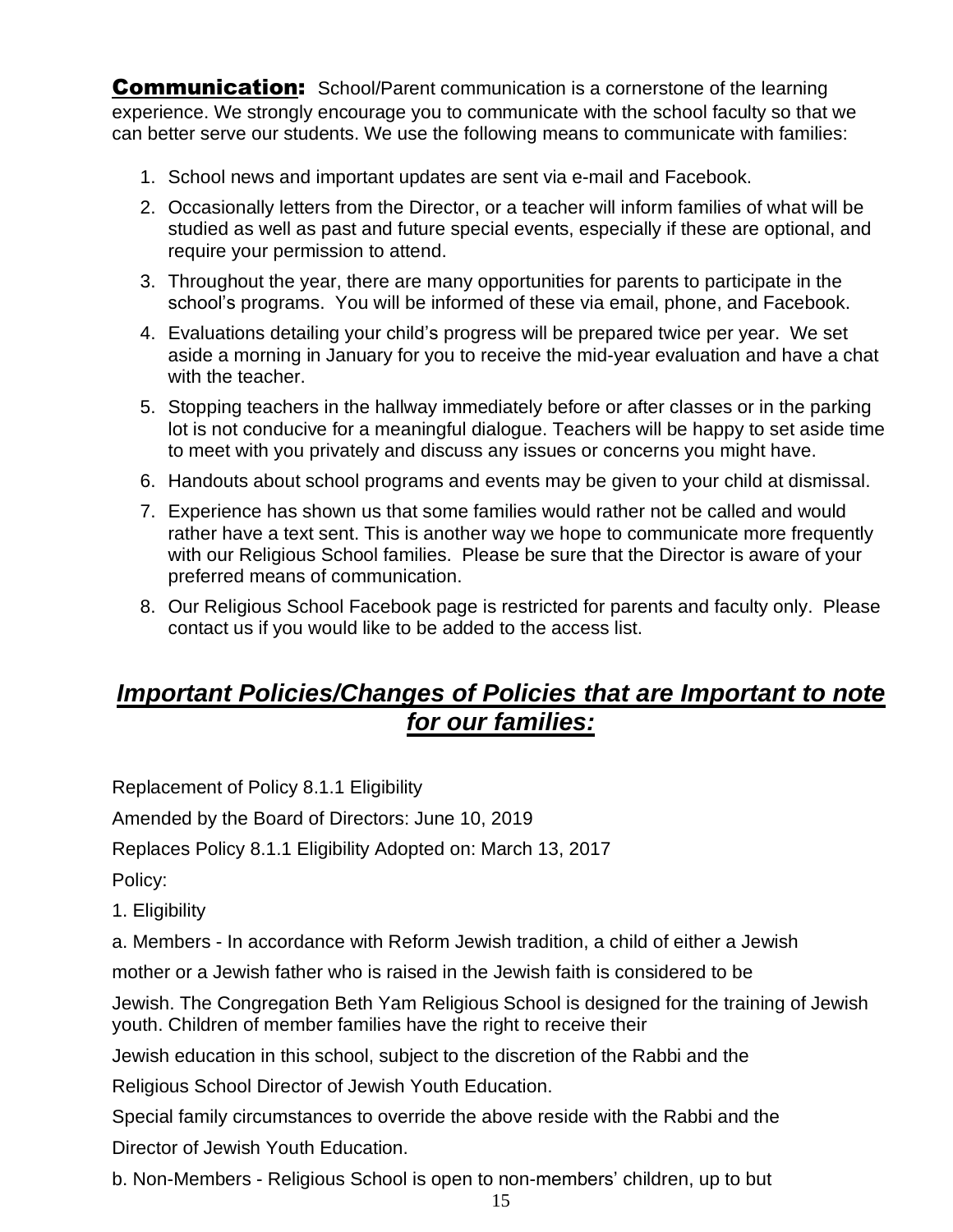**Communication:** School/Parent communication is a cornerstone of the learning experience. We strongly encourage you to communicate with the school faculty so that we can better serve our students. We use the following means to communicate with families:

1. School news and important updates are sent via e-mail and Facebook.
2. Occasionally letters from the Director, or a teacher will inform families of what will be studied as well as past and future special events, especially if these are optional, and require your permission to attend.
3. Throughout the year, there are many opportunities for parents to participate in the school's programs. You will be informed of these via email, phone, and Facebook.
4. Evaluations detailing your child's progress will be prepared twice per year. We set aside a morning in January for you to receive the mid-year evaluation and have a chat with the teacher.
5. Stopping teachers in the hallway immediately before or after classes or in the parking lot is not conducive for a meaningful dialogue. Teachers will be happy to set aside time to meet with you privately and discuss any issues or concerns you might have.
6. Handouts about school programs and events may be given to your child at dismissal.
7. Experience has shown us that some families would rather not be called and would rather have a text sent. This is another way we hope to communicate more frequently with our Religious School families. Please be sure that the Director is aware of your preferred means of communication.
8. Our Religious School Facebook page is restricted for parents and faculty only. Please contact us if you would like to be added to the access list.

## ***Important Policies/Changes of Policies that are Important to note for our families:***

Replacement of Policy 8.1.1 Eligibility

Amended by the Board of Directors: June 10, 2019

Replaces Policy 8.1.1 Eligibility Adopted on: March 13, 2017

Policy:

1. Eligibility

a. Members - In accordance with Reform Jewish tradition, a child of either a Jewish mother or a Jewish father who is raised in the Jewish faith is considered to be Jewish. The Congregation Beth Yam Religious School is designed for the training of Jewish youth. Children of member families have the right to receive their Jewish education in this school, subject to the discretion of the Rabbi and the Religious School Director of Jewish Youth Education.

Special family circumstances to override the above reside with the Rabbi and the Director of Jewish Youth Education.

b. Non-Members - Religious School is open to non-members' children, up to but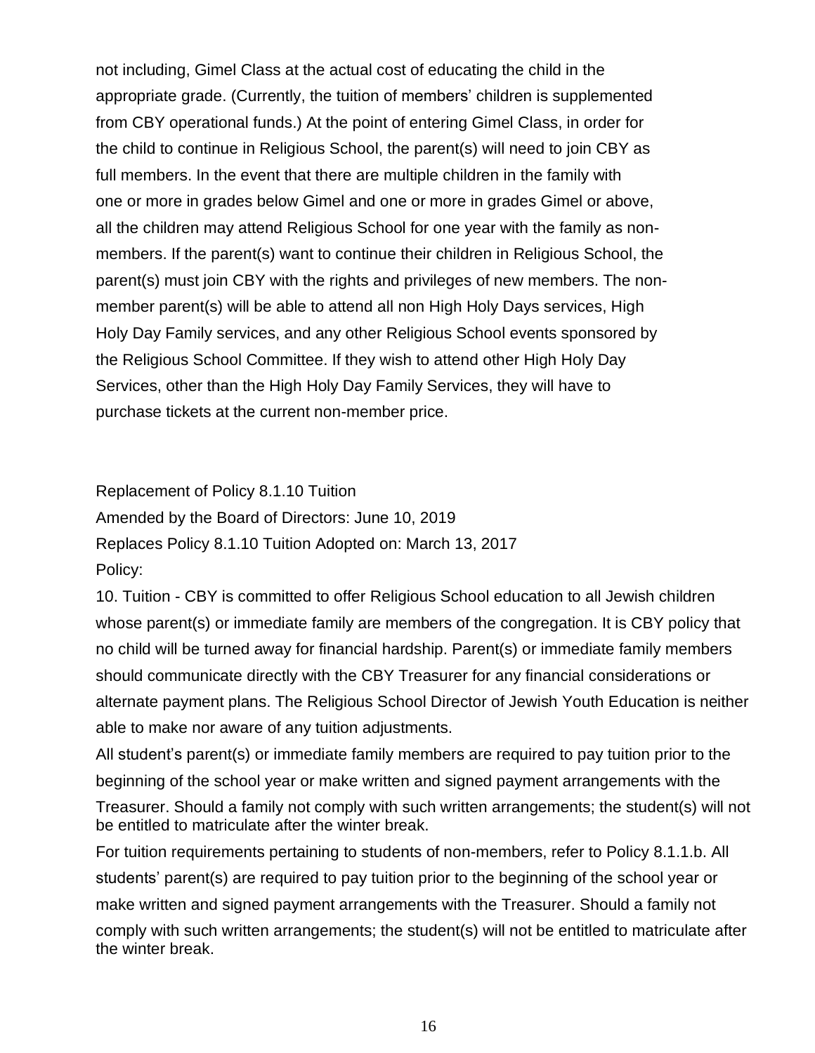not including, Gimel Class at the actual cost of educating the child in the appropriate grade. (Currently, the tuition of members' children is supplemented from CBY operational funds.) At the point of entering Gimel Class, in order for the child to continue in Religious School, the parent(s) will need to join CBY as full members. In the event that there are multiple children in the family with one or more in grades below Gimel and one or more in grades Gimel or above, all the children may attend Religious School for one year with the family as non-members. If the parent(s) want to continue their children in Religious School, the parent(s) must join CBY with the rights and privileges of new members. The non-member parent(s) will be able to attend all non High Holy Days services, High Holy Day Family services, and any other Religious School events sponsored by the Religious School Committee. If they wish to attend other High Holy Day Services, other than the High Holy Day Family Services, they will have to purchase tickets at the current non-member price.

Replacement of Policy 8.1.10 Tuition

Amended by the Board of Directors: June 10, 2019

Replaces Policy 8.1.10 Tuition Adopted on: March 13, 2017

Policy:

10. Tuition - CBY is committed to offer Religious School education to all Jewish children whose parent(s) or immediate family are members of the congregation. It is CBY policy that no child will be turned away for financial hardship. Parent(s) or immediate family members should communicate directly with the CBY Treasurer for any financial considerations or alternate payment plans. The Religious School Director of Jewish Youth Education is neither able to make nor aware of any tuition adjustments.

All student's parent(s) or immediate family members are required to pay tuition prior to the beginning of the school year or make written and signed payment arrangements with the Treasurer. Should a family not comply with such written arrangements; the student(s) will not be entitled to matriculate after the winter break.

For tuition requirements pertaining to students of non-members, refer to Policy 8.1.1.b. All students' parent(s) are required to pay tuition prior to the beginning of the school year or make written and signed payment arrangements with the Treasurer. Should a family not comply with such written arrangements; the student(s) will not be entitled to matriculate after the winter break.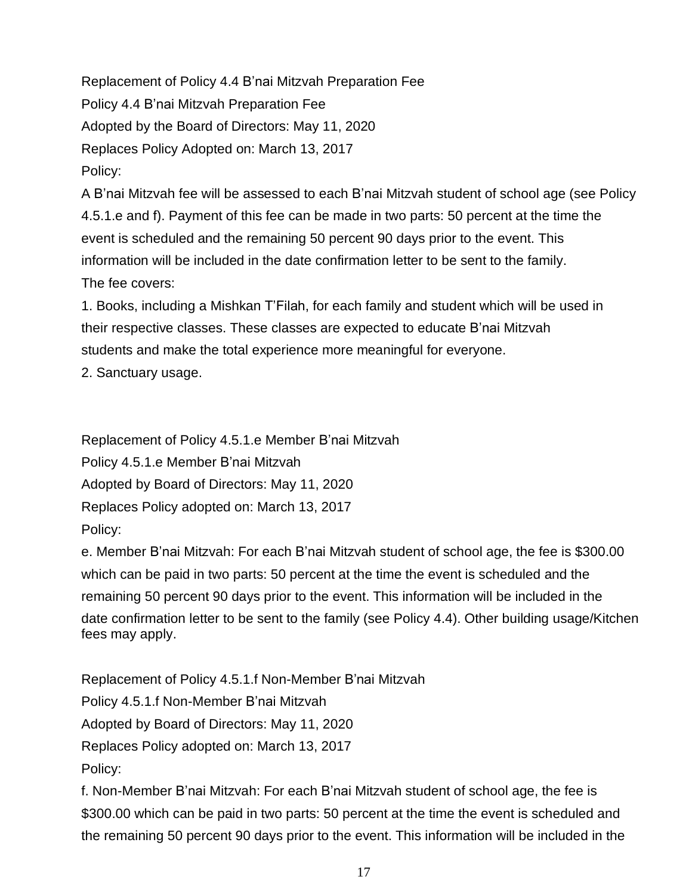Replacement of Policy 4.4 B'nai Mitzvah Preparation Fee

Policy 4.4 B'nai Mitzvah Preparation Fee

Adopted by the Board of Directors: May 11, 2020

Replaces Policy Adopted on: March 13, 2017

Policy:

A B'nai Mitzvah fee will be assessed to each B'nai Mitzvah student of school age (see Policy 4.5.1.e and f). Payment of this fee can be made in two parts: 50 percent at the time the event is scheduled and the remaining 50 percent 90 days prior to the event. This information will be included in the date confirmation letter to be sent to the family.

The fee covers:

1. Books, including a Mishkan T'Filah, for each family and student which will be used in their respective classes. These classes are expected to educate B'nai Mitzvah students and make the total experience more meaningful for everyone.
2. Sanctuary usage.

Replacement of Policy 4.5.1.e Member B'nai Mitzvah

Policy 4.5.1.e Member B'nai Mitzvah

Adopted by Board of Directors: May 11, 2020

Replaces Policy adopted on: March 13, 2017

Policy:

e. Member B'nai Mitzvah: For each B'nai Mitzvah student of school age, the fee is $300.00 which can be paid in two parts: 50 percent at the time the event is scheduled and the remaining 50 percent 90 days prior to the event. This information will be included in the date confirmation letter to be sent to the family (see Policy 4.4). Other building usage/Kitchen fees may apply.

Replacement of Policy 4.5.1.f Non-Member B'nai Mitzvah

Policy 4.5.1.f Non-Member B'nai Mitzvah

Adopted by Board of Directors: May 11, 2020

Replaces Policy adopted on: March 13, 2017

Policy:

f. Non-Member B'nai Mitzvah: For each B'nai Mitzvah student of school age, the fee is $300.00 which can be paid in two parts: 50 percent at the time the event is scheduled and the remaining 50 percent 90 days prior to the event. This information will be included in the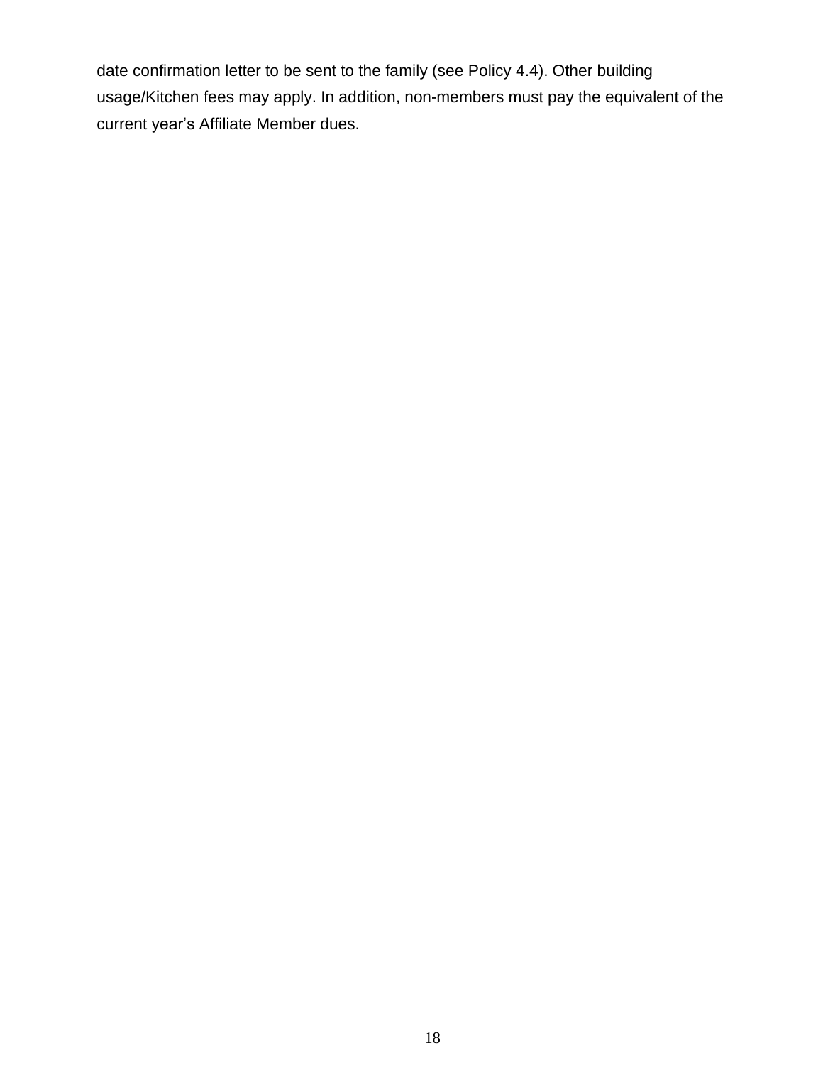date confirmation letter to be sent to the family (see Policy 4.4). Other building usage/Kitchen fees may apply. In addition, non-members must pay the equivalent of the current year's Affiliate Member dues.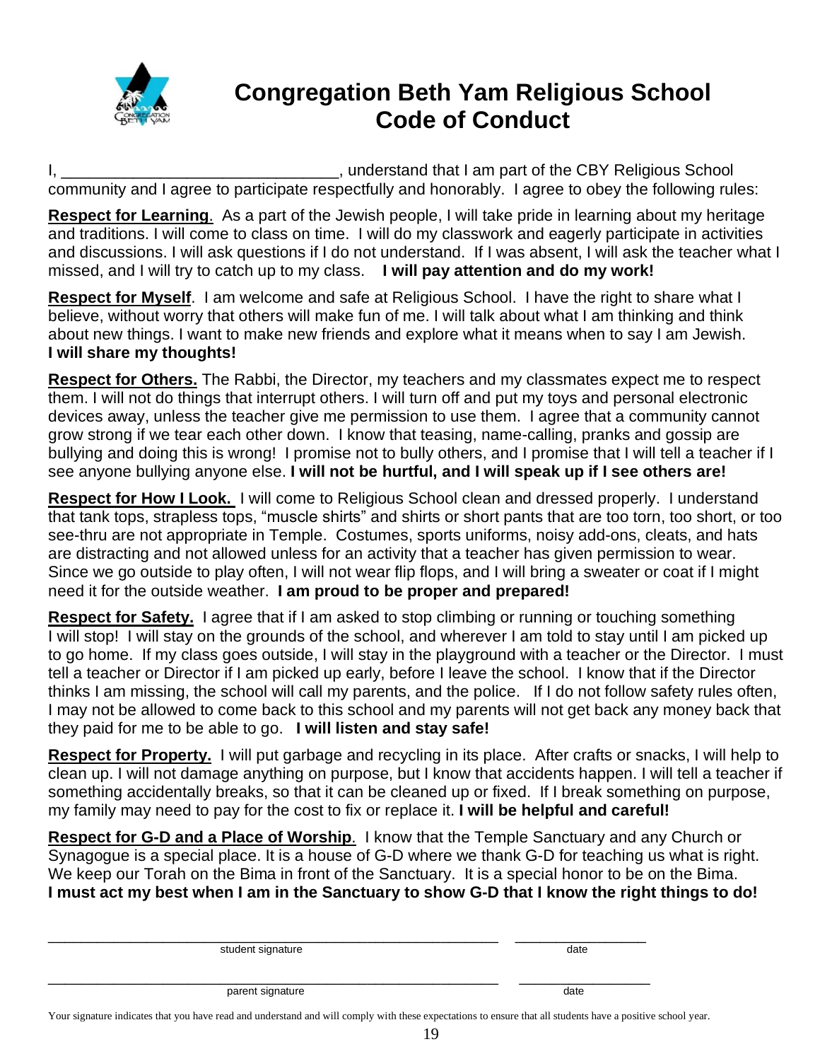# Congregation Beth Yam Religious School Code of Conduct

I, _______________________________, understand that I am part of the CBY Religious School community and I agree to participate respectfully and honorably. I agree to obey the following rules:

**Respect for Learning**. As a part of the Jewish people, I will take pride in learning about my heritage and traditions. I will come to class on time. I will do my classwork and eagerly participate in activities and discussions. I will ask questions if I do not understand. If I was absent, I will ask the teacher what I missed, and I will try to catch up to my class. **I will pay attention and do my work!**

**Respect for Myself**. I am welcome and safe at Religious School. I have the right to share what I believe, without worry that others will make fun of me. I will talk about what I am thinking and think about new things. I want to make new friends and explore what it means when to say I am Jewish. **I will share my thoughts!**

**Respect for Others.** The Rabbi, the Director, my teachers and my classmates expect me to respect them. I will not do things that interrupt others. I will turn off and put my toys and personal electronic devices away, unless the teacher give me permission to use them. I agree that a community cannot grow strong if we tear each other down. I know that teasing, name-calling, pranks and gossip are bullying and doing this is wrong! I promise not to bully others, and I promise that I will tell a teacher if I see anyone bullying anyone else. **I will not be hurtful, and I will speak up if I see others are!**

**Respect for How I Look.** I will come to Religious School clean and dressed properly. I understand that tank tops, strapless tops, "muscle shirts" and shirts or short pants that are too torn, too short, or too see-thru are not appropriate in Temple. Costumes, sports uniforms, noisy add-ons, cleats, and hats are distracting and not allowed unless for an activity that a teacher has given permission to wear. Since we go outside to play often, I will not wear flip flops, and I will bring a sweater or coat if I might need it for the outside weather. **I am proud to be proper and prepared!**

**Respect for Safety.** I agree that if I am asked to stop climbing or running or touching something I will stop! I will stay on the grounds of the school, and wherever I am told to stay until I am picked up to go home. If my class goes outside, I will stay in the playground with a teacher or the Director. I must tell a teacher or Director if I am picked up early, before I leave the school. I know that if the Director thinks I am missing, the school will call my parents, and the police. If I do not follow safety rules often, I may not be allowed to come back to this school and my parents will not get back any money back that they paid for me to be able to go. **I will listen and stay safe!**

**Respect for Property.** I will put garbage and recycling in its place. After crafts or snacks, I will help to clean up. I will not damage anything on purpose, but I know that accidents happen. I will tell a teacher if something accidentally breaks, so that it can be cleaned up or fixed. If I break something on purpose, my family may need to pay for the cost to fix or replace it. **I will be helpful and careful!**

**Respect for G-D and a Place of Worship**. I know that the Temple Sanctuary and any Church or Synagogue is a special place. It is a house of G-D where we thank G-D for teaching us what is right. We keep our Torah on the Bima in front of the Sanctuary. It is a special honor to be on the Bima. **I must act my best when I am in the Sanctuary to show G-D that I know the right things to do!**

_____________________________________________ student signature     _______________ date

_____________________________________________ parent signature     _______________ date

Your signature indicates that you have read and understand and will comply with these expectations to ensure that all students have a positive school year.